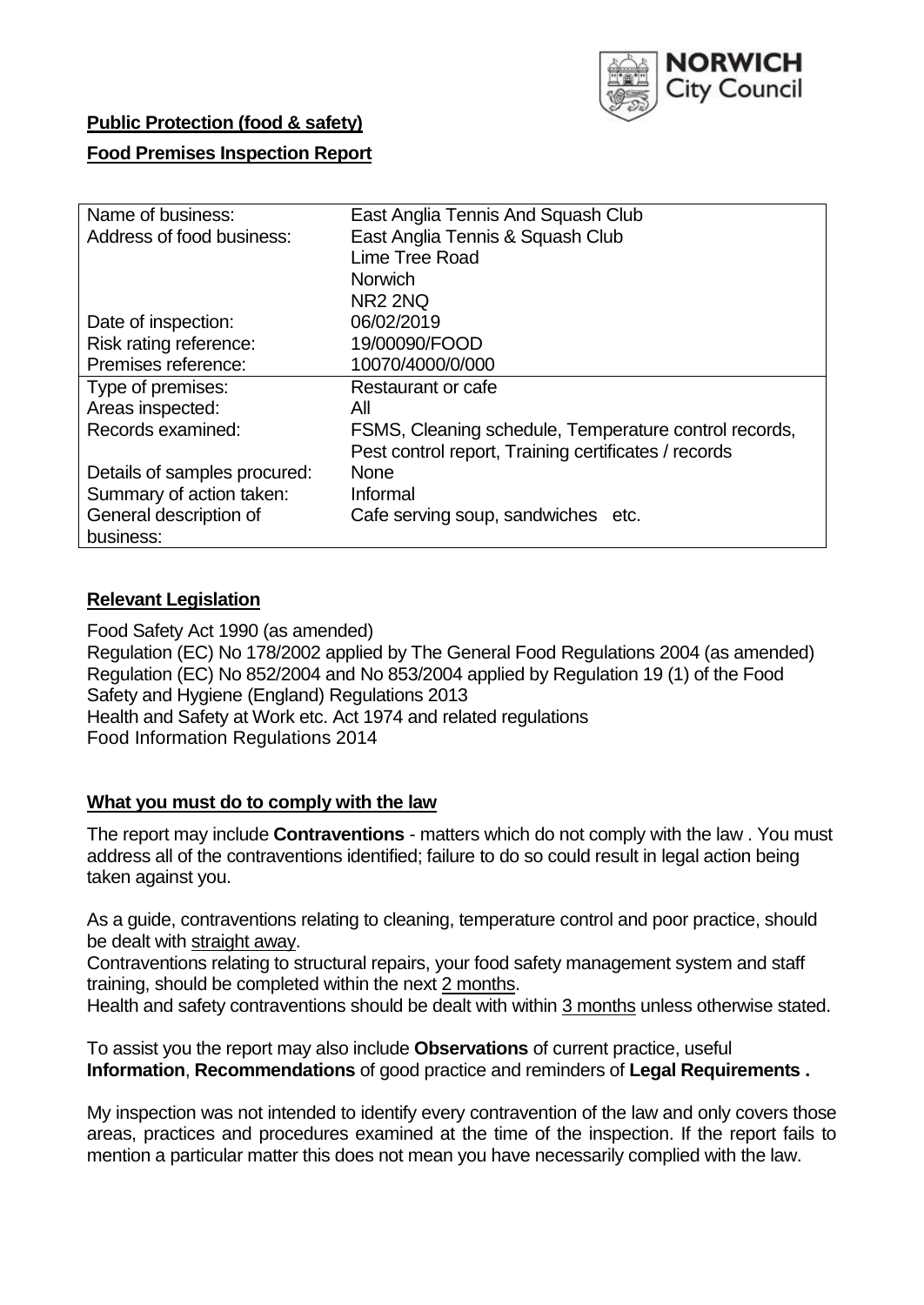NORWICH City Council

**Public Protection (food & safety)**

**Food Premises Inspection Report**

| Name of business: | East Anglia Tennis And Squash Club |
|---|---|
| Address of food business: | East Anglia Tennis & Squash Club<br>Lime Tree Road<br>Norwich<br>NR2 2NQ |
| Date of inspection: | 06/02/2019 |
| Risk rating reference: | 19/00090/FOOD |
| Premises reference: | 10070/4000/0/000 |
| Type of premises: | Restaurant or cafe |
| Areas inspected: | All |
| Records examined: | FSMS, Cleaning schedule, Temperature control records, Pest control report, Training certificates / records |
| Details of samples procured: | None |
| Summary of action taken: | Informal |
| General description of business: | Cafe serving soup, sandwiches etc. |

## Relevant Legislation

Food Safety Act 1990 (as amended)
Regulation (EC) No 178/2002 applied by The General Food Regulations 2004 (as amended)
Regulation (EC) No 852/2004 and No 853/2004 applied by Regulation 19 (1) of the Food Safety and Hygiene (England) Regulations 2013
Health and Safety at Work etc. Act 1974 and related regulations
Food Information Regulations 2014

## What you must do to comply with the law

The report may include **Contraventions** - matters which do not comply with the law . You must address all of the contraventions identified; failure to do so could result in legal action being taken against you.

As a guide, contraventions relating to cleaning, temperature control and poor practice, should be dealt with straight away.

Contraventions relating to structural repairs, your food safety management system and staff training, should be completed within the next 2 months.

Health and safety contraventions should be dealt with within 3 months unless otherwise stated.

To assist you the report may also include **Observations** of current practice, useful **Information**, **Recommendations** of good practice and reminders of **Legal Requirements .**

My inspection was not intended to identify every contravention of the law and only covers those areas, practices and procedures examined at the time of the inspection. If the report fails to mention a particular matter this does not mean you have necessarily complied with the law.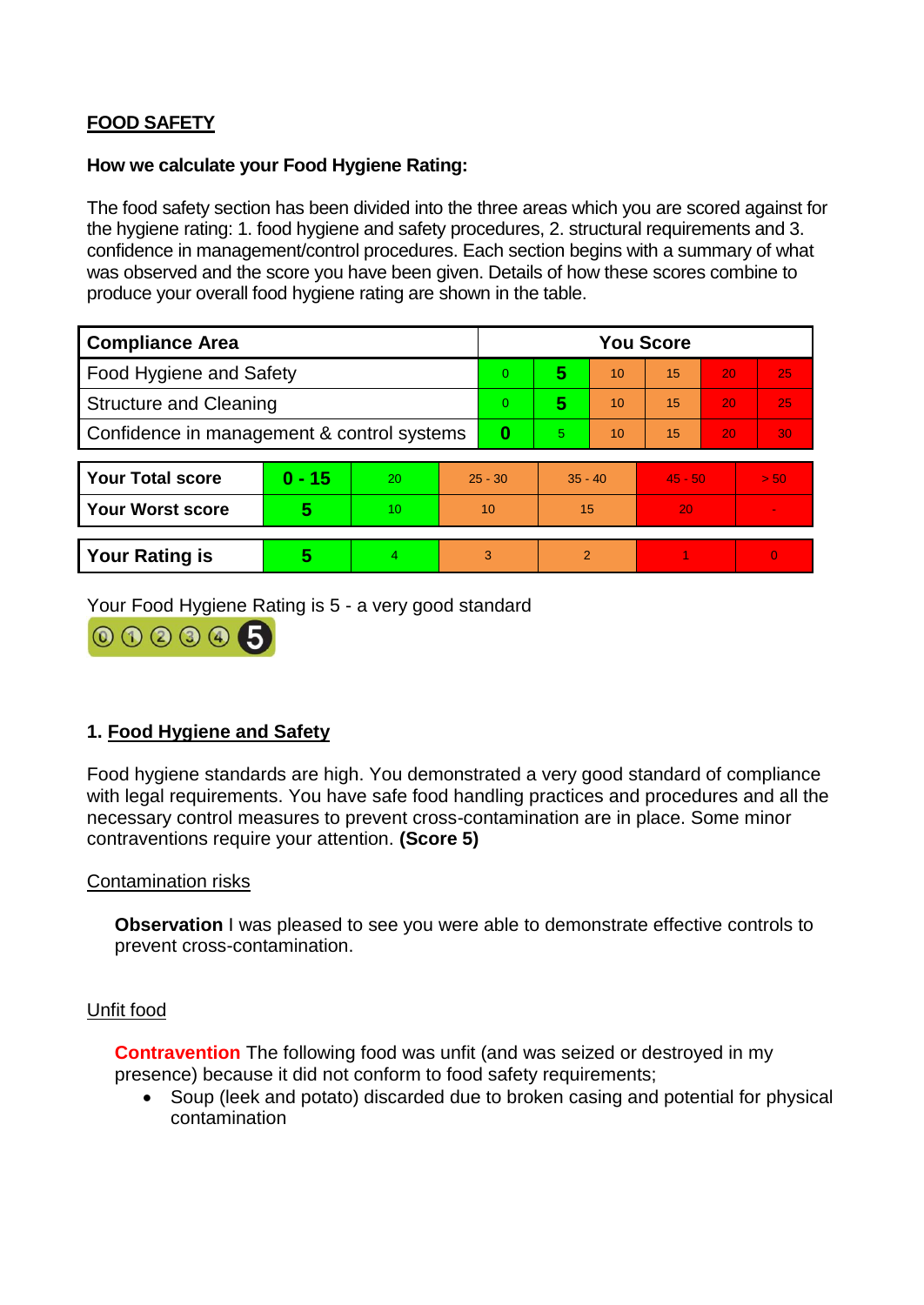**FOOD SAFETY**

**How we calculate your Food Hygiene Rating:**

The food safety section has been divided into the three areas which you are scored against for the hygiene rating: 1. food hygiene and safety procedures, 2. structural requirements and 3. confidence in management/control procedures. Each section begins with a summary of what was observed and the score you have been given. Details of how these scores combine to produce your overall food hygiene rating are shown in the table.

| Compliance Area | You Score | | | | | |
|---|---|---|---|---|---|---|
| Food Hygiene and Safety | 0 | **5** | 10 | 15 | 20 | 25 |
| Structure and Cleaning | 0 | **5** | 10 | 15 | 20 | 25 |
| Confidence in management & control systems | **0** | 5 | 10 | 15 | 20 | 30 |

| | | | | | | |
|---|---|---|---|---|---|---|
| **Your Total score** | **0 - 15** | 20 | 25 - 30 | 35 - 40 | 45 - 50 | > 50 |
| **Your Worst score** | **5** | 10 | 10 | 15 | 20 | - |

| | | | | | | |
|---|---|---|---|---|---|---|
| **Your Rating is** | **5** | 4 | 3 | 2 | 1 | 0 |

Your Food Hygiene Rating is 5 - a very good standard

## 1. Food Hygiene and Safety

Food hygiene standards are high. You demonstrated a very good standard of compliance with legal requirements. You have safe food handling practices and procedures and all the necessary control measures to prevent cross-contamination are in place. Some minor contraventions require your attention. **(Score 5)**

Contamination risks

**Observation** I was pleased to see you were able to demonstrate effective controls to prevent cross-contamination.

Unfit food

**Contravention** The following food was unfit (and was seized or destroyed in my presence) because it did not conform to food safety requirements;

- Soup (leek and potato) discarded due to broken casing and potential for physical contamination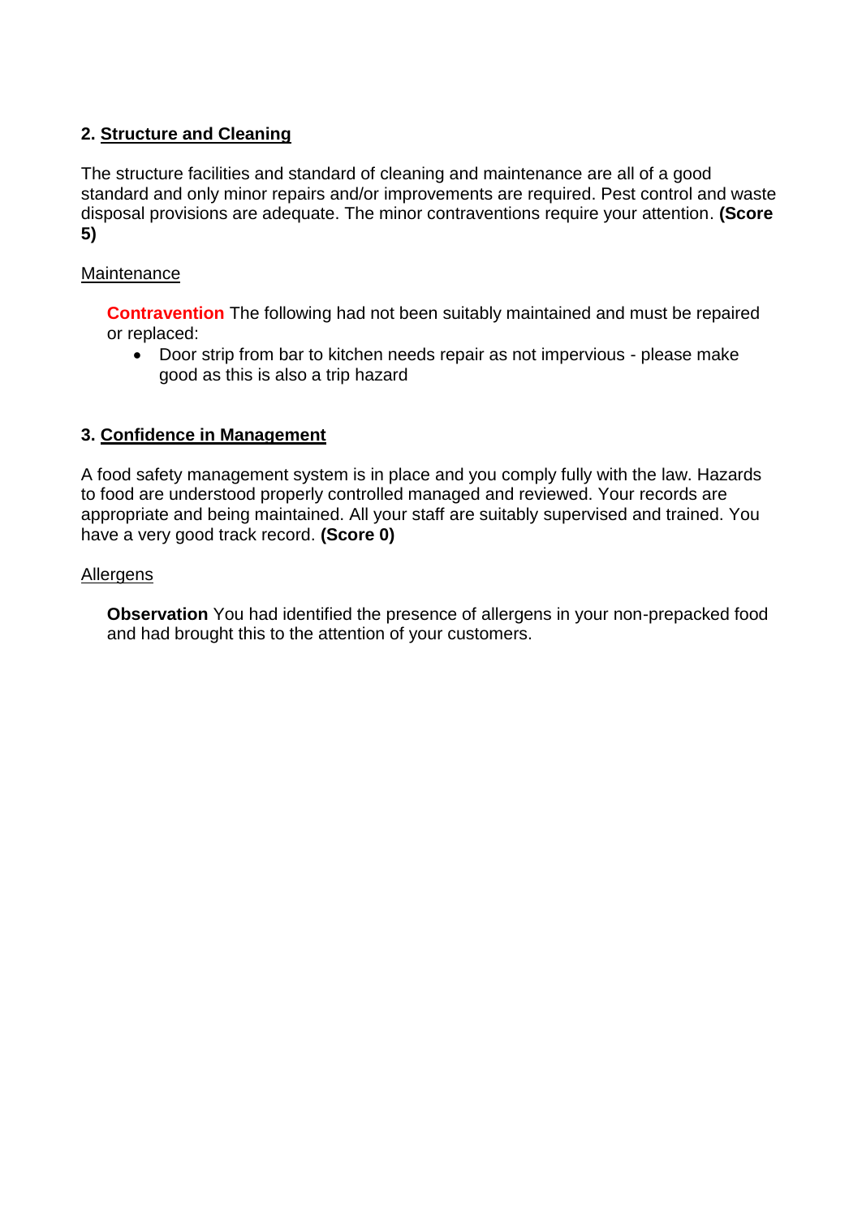## 2. Structure and Cleaning

The structure facilities and standard of cleaning and maintenance are all of a good standard and only minor repairs and/or improvements are required. Pest control and waste disposal provisions are adequate. The minor contraventions require your attention. **(Score 5)**

Maintenance

**Contravention** The following had not been suitably maintained and must be repaired or replaced:

- Door strip from bar to kitchen needs repair as not impervious - please make good as this is also a trip hazard

## 3. Confidence in Management

A food safety management system is in place and you comply fully with the law. Hazards to food are understood properly controlled managed and reviewed. Your records are appropriate and being maintained. All your staff are suitably supervised and trained. You have a very good track record. **(Score 0)**

Allergens

**Observation** You had identified the presence of allergens in your non-prepacked food and had brought this to the attention of your customers.